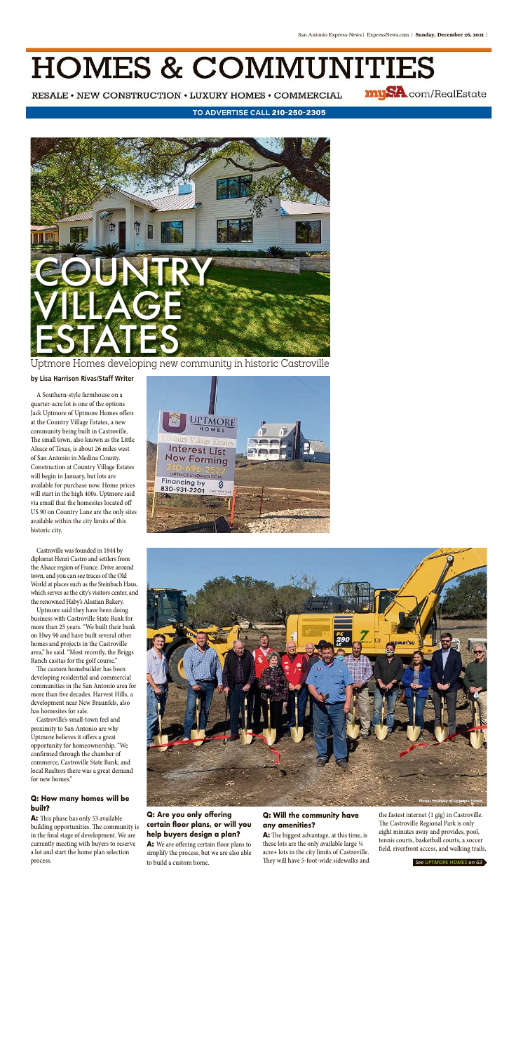# HOMES & COMMUNITIES

RESALE • NEW CONSTRUCTION • LUXURY HOMES • COMMERCIAL

mySA.com/RealEstate

TO ADVERTISE CALL 210-250-2305

# COUNTRY VILLAGE ESTATES

## Uptmore Homes developing new community in historic Castroville

**by Lisa Harrison Rivas/Staff Writer**

A Southern-style farmhouse on a quarter-acre lot is one of the options Jack Uptmore of Uptmore Homes offers at the Country Village Estates, a new community being built in Castroville. The small town, also known as the Little Alsace of Texas, is about 26 miles west of San Antonio in Medina County. Construction at Country Village Estates will begin in January, but lots are available for purchase now. Home prices will start in the high 400s. Uptmore said via email that the homesites located off US 90 on Country Lane are the only sites available within the city limits of this historic city.

Castroville was founded in 1844 by diplomat Henri Castro and settlers from the Alsace region of France. Drive around town, and you can see traces of the Old World at places such as the Steinbach Haus, which serves as the city's visitors center, and the renowned Haby's Alsatian Bakery.

Uptmore said they have been doing business with Castroville State Bank for more than 25 years. "We built their bank on Hwy 90 and have built several other homes and projects in the Castroville area," he said. "Most recently, the Briggs Ranch casitas for the golf course."

The custom homebuilder has been developing residential and commercial communities in the San Antonio area for more than five decades. Harvest Hills, a development near New Braunfels, also has homesites for sale.

Castroville's small-town feel and proximity to San Antonio are why Uptmore believes it offers a great opportunity for homeownership. "We confirmed through the chamber of commerce, Castroville State Bank, and local Realtors there was a great demand for new homes."

**Q: How many homes will be built?**

**A:** This phase has only 53 available building opportunities. The community is in the final stage of development. We are currently meeting with buyers to reserve a lot and start the home plan selection process.

**Q: Are you only offering certain floor plans, or will you help buyers design a plan?**

**A:** We are offering certain floor plans to simplify the process, but we are also able to build a custom home.

**Q: Will the community have any amenities?**

**A:** The biggest advantage, at this time, is these lots are the only available large ¼ acre+ lots in the city limits of Castroville. They will have 5-foot-wide sidewalks and the fastest internet (1 gig) in Castroville. The Castroville Regional Park is only eight minutes away and provides, pool, tennis courts, basketball courts, a soccer field, riverfront access, and walking trails.

UPTMORE HOMES
Country Village Estates
Interest List Now Forming
210-696-2522
UPTMOREHOMES.COM
Financing by 830-931-2201

Photos courtesy of Uptmore Homes

*See UPTMORE HOMES on G3*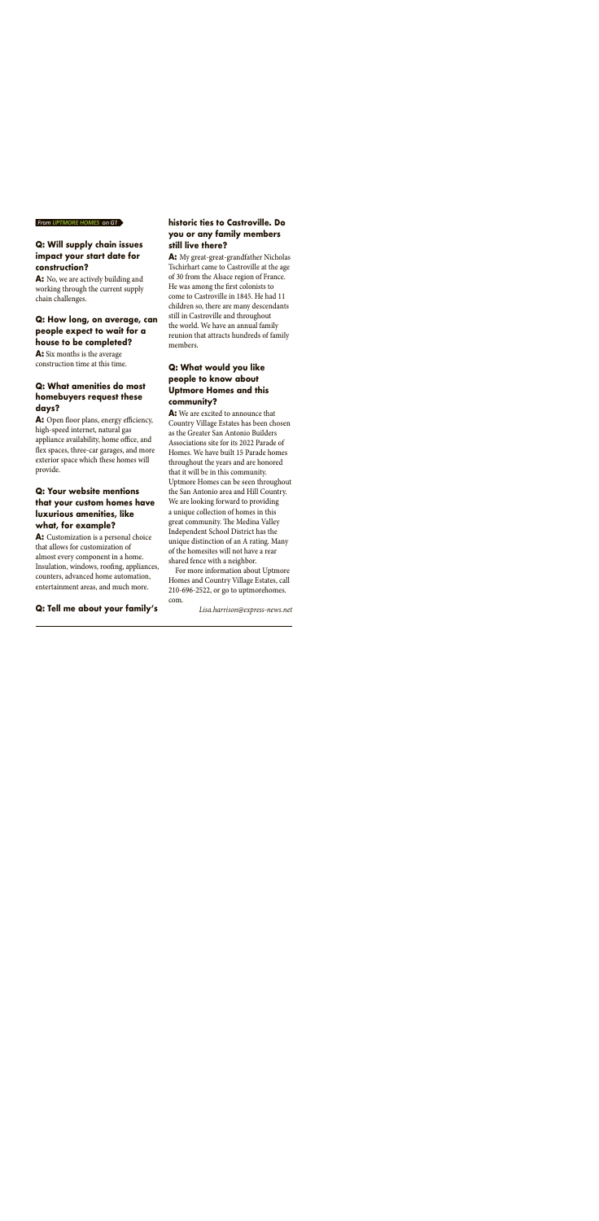*From UPTMORE HOMES on G1*

**Q: Will supply chain issues impact your start date for construction?**

**A:** No, we are actively building and working through the current supply chain challenges.

**Q: How long, on average, can people expect to wait for a house to be completed?**

**A:** Six months is the average construction time at this time.

**Q: What amenities do most homebuyers request these days?**

**A:** Open floor plans, energy efficiency, high-speed internet, natural gas appliance availability, home office, and flex spaces, three-car garages, and more exterior space which these homes will provide.

**Q: Your website mentions that your custom homes have luxurious amenities, like what, for example?**

**A:** Customization is a personal choice that allows for customization of almost every component in a home. Insulation, windows, roofing, appliances, counters, advanced home automation, entertainment areas, and much more.

**Q: Tell me about your family's historic ties to Castroville. Do you or any family members still live there?**

**A:** My great-great-grandfather Nicholas Tschirhart came to Castroville at the age of 30 from the Alsace region of France. He was among the first colonists to come to Castroville in 1845. He had 11 children so, there are many descendants still in Castroville and throughout the world. We have an annual family reunion that attracts hundreds of family members.

**Q: What would you like people to know about Uptmore Homes and this community?**

**A:** We are excited to announce that Country Village Estates has been chosen as the Greater San Antonio Builders Associations site for its 2022 Parade of Homes. We have built 15 Parade homes throughout the years and are honored that it will be in this community. Uptmore Homes can be seen throughout the San Antonio area and Hill Country. We are looking forward to providing a unique collection of homes in this great community. The Medina Valley Independent School District has the unique distinction of an A rating. Many of the homesites will not have a rear shared fence with a neighbor.

For more information about Uptmore Homes and Country Village Estates, call 210-696-2522, or go to uptmorehomes.com.

*Lisa.harrison@express-news.net*